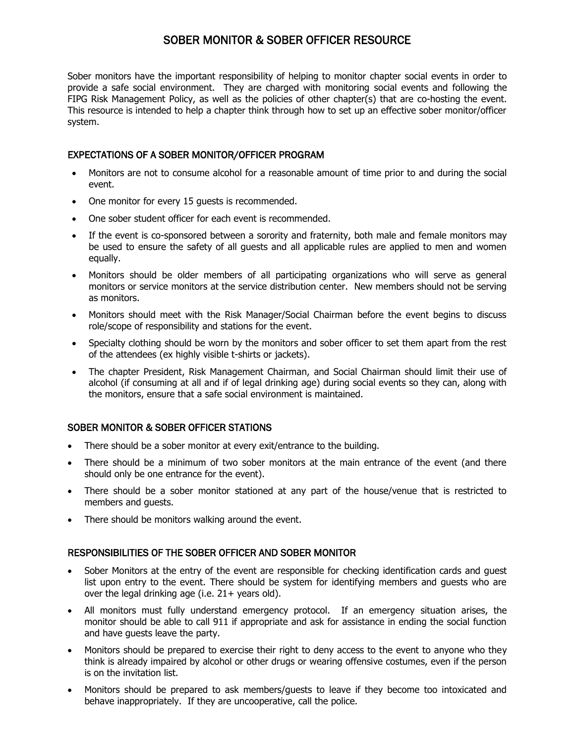# SOBER MONITOR & SOBER OFFICER RESOURCE

Sober monitors have the important responsibility of helping to monitor chapter social events in order to provide a safe social environment. They are charged with monitoring social events and following the FIPG Risk Management Policy, as well as the policies of other chapter(s) that are co-hosting the event. This resource is intended to help a chapter think through how to set up an effective sober monitor/officer system.

## EXPECTATIONS OF A SOBER MONITOR/OFFICER PROGRAM

- Monitors are not to consume alcohol for a reasonable amount of time prior to and during the social event.
- One monitor for every 15 guests is recommended.
- One sober student officer for each event is recommended.
- If the event is co-sponsored between a sorority and fraternity, both male and female monitors may be used to ensure the safety of all guests and all applicable rules are applied to men and women equally.
- Monitors should be older members of all participating organizations who will serve as general monitors or service monitors at the service distribution center. New members should not be serving as monitors.
- Monitors should meet with the Risk Manager/Social Chairman before the event begins to discuss role/scope of responsibility and stations for the event.
- Specialty clothing should be worn by the monitors and sober officer to set them apart from the rest of the attendees (ex highly visible t-shirts or jackets).
- The chapter President, Risk Management Chairman, and Social Chairman should limit their use of alcohol (if consuming at all and if of legal drinking age) during social events so they can, along with the monitors, ensure that a safe social environment is maintained.

## SOBER MONITOR & SOBER OFFICER STATIONS

- There should be a sober monitor at every exit/entrance to the building.
- There should be a minimum of two sober monitors at the main entrance of the event (and there should only be one entrance for the event).
- There should be a sober monitor stationed at any part of the house/venue that is restricted to members and guests.
- There should be monitors walking around the event.

## RESPONSIBILITIES OF THE SOBER OFFICER AND SOBER MONITOR

- Sober Monitors at the entry of the event are responsible for checking identification cards and guest list upon entry to the event. There should be system for identifying members and guests who are over the legal drinking age (i.e. 21+ years old).
- All monitors must fully understand emergency protocol. If an emergency situation arises, the monitor should be able to call 911 if appropriate and ask for assistance in ending the social function and have guests leave the party.
- Monitors should be prepared to exercise their right to deny access to the event to anyone who they think is already impaired by alcohol or other drugs or wearing offensive costumes, even if the person is on the invitation list.
- Monitors should be prepared to ask members/guests to leave if they become too intoxicated and behave inappropriately. If they are uncooperative, call the police.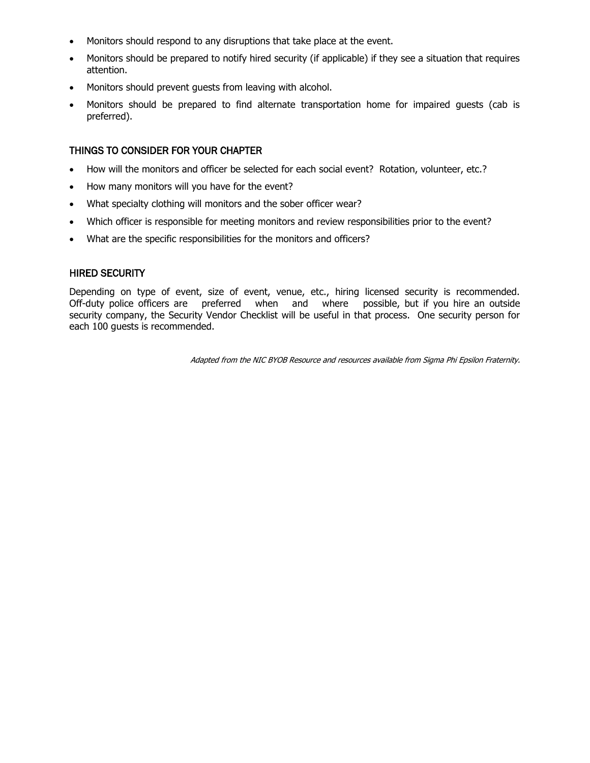- Monitors should respond to any disruptions that take place at the event.
- Monitors should be prepared to notify hired security (if applicable) if they see a situation that requires attention.
- Monitors should prevent guests from leaving with alcohol.
- Monitors should be prepared to find alternate transportation home for impaired guests (cab is preferred).

## THINGS TO CONSIDER FOR YOUR CHAPTER

- How will the monitors and officer be selected for each social event? Rotation, volunteer, etc.?
- How many monitors will you have for the event?
- What specialty clothing will monitors and the sober officer wear?
- Which officer is responsible for meeting monitors and review responsibilities prior to the event?
- What are the specific responsibilities for the monitors and officers?

## HIRED SECURITY

Depending on type of event, size of event, venue, etc., hiring licensed security is recommended. Off-duty police officers are preferred when and where possible, but if you hire an outside security company, the Security Vendor Checklist will be useful in that process. One security person for each 100 guests is recommended.

*Adapted from the NIC BYOB Resource and resources available from Sigma Phi Epsilon Fraternity.*